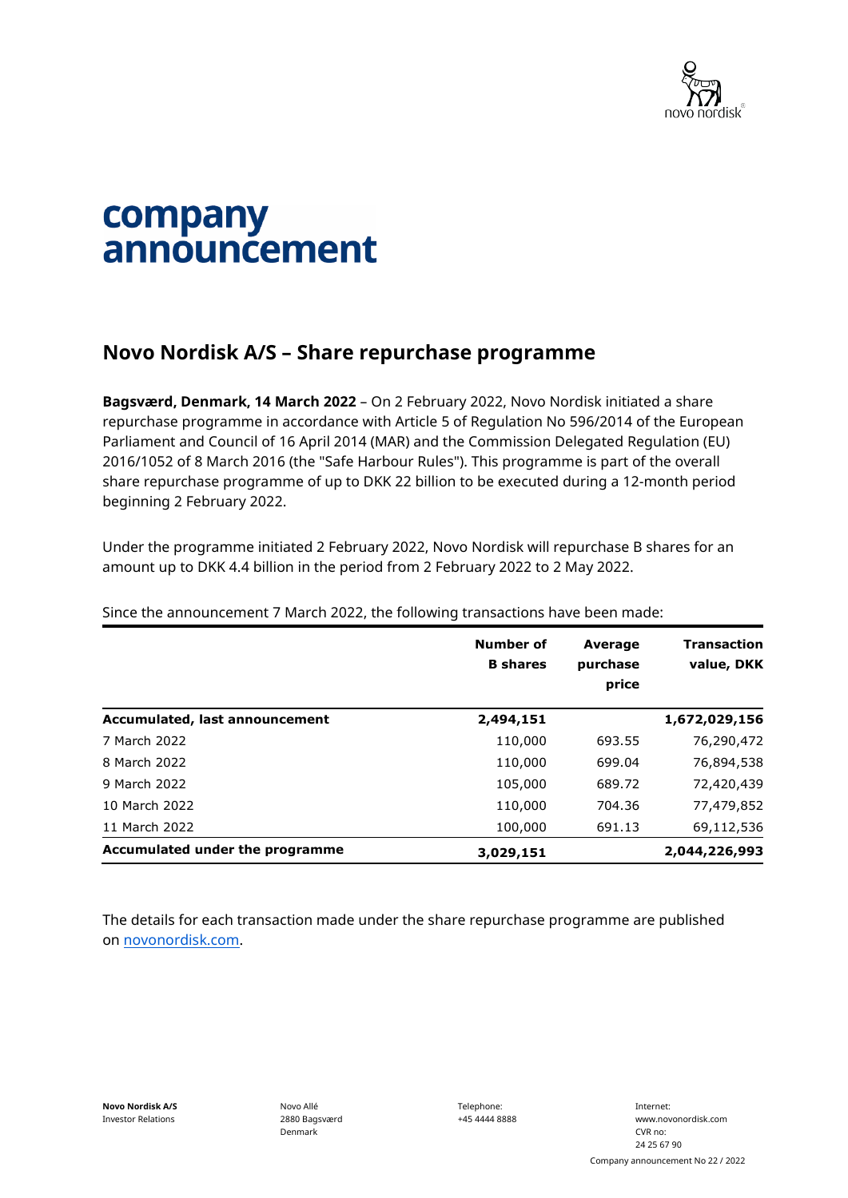# company announcement

## Novo Nordisk A/S – Share repurchase programme

**Bagsværd, Denmark, 14 March 2022** – On 2 February 2022, Novo Nordisk initiated a share repurchase programme in accordance with Article 5 of Regulation No 596/2014 of the European Parliament and Council of 16 April 2014 (MAR) and the Commission Delegated Regulation (EU) 2016/1052 of 8 March 2016 (the "Safe Harbour Rules"). This programme is part of the overall share repurchase programme of up to DKK 22 billion to be executed during a 12-month period beginning 2 February 2022.

Under the programme initiated 2 February 2022, Novo Nordisk will repurchase B shares for an amount up to DKK 4.4 billion in the period from 2 February 2022 to 2 May 2022.

Since the announcement 7 March 2022, the following transactions have been made:

| | Number of B shares | Average purchase price | Transaction value, DKK |
|---|---|---|---|
| **Accumulated, last announcement** | **2,494,151** | | **1,672,029,156** |
| 7 March 2022 | 110,000 | 693.55 | 76,290,472 |
| 8 March 2022 | 110,000 | 699.04 | 76,894,538 |
| 9 March 2022 | 105,000 | 689.72 | 72,420,439 |
| 10 March 2022 | 110,000 | 704.36 | 77,479,852 |
| 11 March 2022 | 100,000 | 691.13 | 69,112,536 |
| **Accumulated under the programme** | **3,029,151** | | **2,044,226,993** |

The details for each transaction made under the share repurchase programme are published on novonordisk.com.

**Novo Nordisk A/S**
Investor Relations

Novo Allé
2880 Bagsværd
Denmark

Telephone:
+45 4444 8888

Internet:
www.novonordisk.com
CVR no:
24 25 67 90

Company announcement No 22 / 2022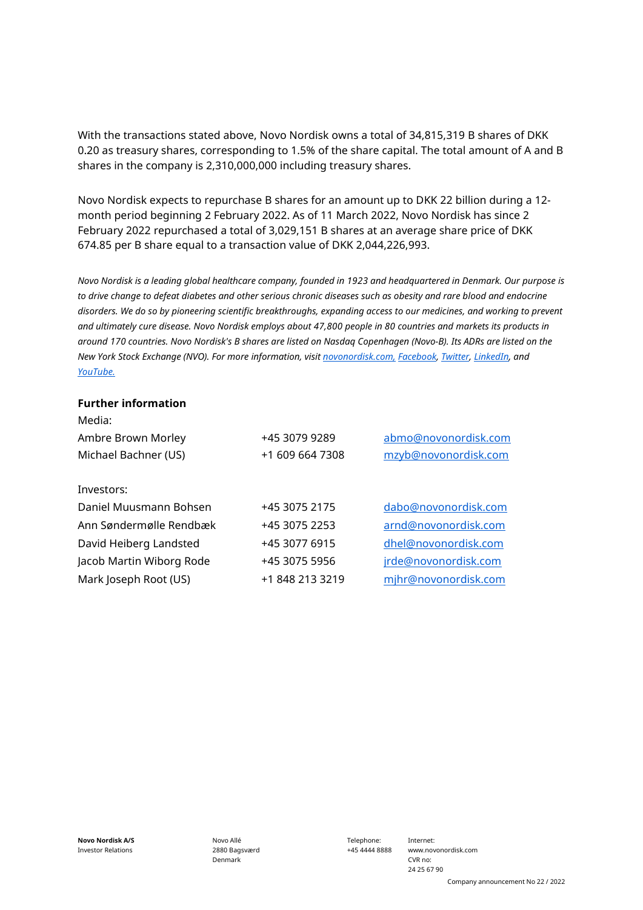With the transactions stated above, Novo Nordisk owns a total of 34,815,319 B shares of DKK 0.20 as treasury shares, corresponding to 1.5% of the share capital. The total amount of A and B shares in the company is 2,310,000,000 including treasury shares.

Novo Nordisk expects to repurchase B shares for an amount up to DKK 22 billion during a 12-month period beginning 2 February 2022. As of 11 March 2022, Novo Nordisk has since 2 February 2022 repurchased a total of 3,029,151 B shares at an average share price of DKK 674.85 per B share equal to a transaction value of DKK 2,044,226,993.

*Novo Nordisk is a leading global healthcare company, founded in 1923 and headquartered in Denmark. Our purpose is to drive change to defeat diabetes and other serious chronic diseases such as obesity and rare blood and endocrine disorders. We do so by pioneering scientific breakthroughs, expanding access to our medicines, and working to prevent and ultimately cure disease. Novo Nordisk employs about 47,800 people in 80 countries and markets its products in around 170 countries. Novo Nordisk's B shares are listed on Nasdaq Copenhagen (Novo-B). Its ADRs are listed on the New York Stock Exchange (NVO). For more information, visit novonordisk.com, Facebook, Twitter, LinkedIn, and YouTube.*

**Further information**

Media:

| | | |
|---|---|---|
| Ambre Brown Morley | +45 3079 9289 | abmo@novonordisk.com |
| Michael Bachner (US) | +1 609 664 7308 | mzyb@novonordisk.com |

Investors:

| | | |
|---|---|---|
| Daniel Muusmann Bohsen | +45 3075 2175 | dabo@novonordisk.com |
| Ann Søndermølle Rendbæk | +45 3075 2253 | arnd@novonordisk.com |
| David Heiberg Landsted | +45 3077 6915 | dhel@novonordisk.com |
| Jacob Martin Wiborg Rode | +45 3075 5956 | jrde@novonordisk.com |
| Mark Joseph Root (US) | +1 848 213 3219 | mjhr@novonordisk.com |

**Novo Nordisk A/S**
Investor Relations

Novo Allé
2880 Bagsværd
Denmark

Telephone:
+45 4444 8888

Internet:
www.novonordisk.com
CVR no:
24 25 67 90

Company announcement No 22 / 2022